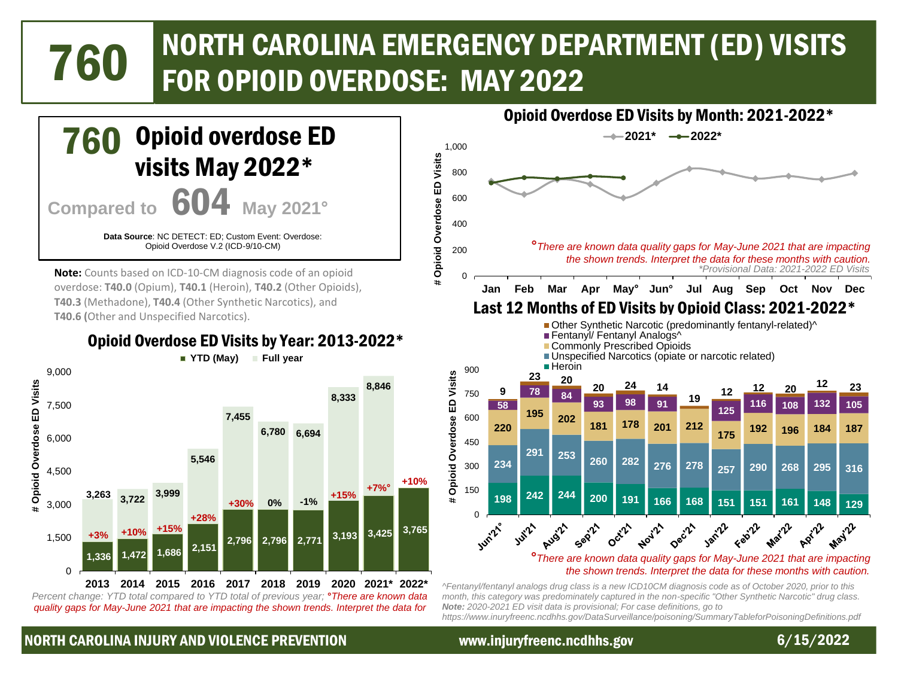# 760 NORTH CAROLINA EMERGENCY DEPARTMENT (ED) VISITS FOR OPIOID OVERDOSE: MAY 2022

## 760 Opioid overdose ED visits May 2022*

Compared to **604** May 2021°

**Data Source**: NC DETECT: ED; Custom Event: Overdose: Opioid Overdose V.2 (ICD-9/10-CM)

**Note:** Counts based on ICD-10-CM diagnosis code of an opioid overdose: **T40.0** (Opium), **T40.1** (Heroin), **T40.2** (Other Opioids), **T40.3** (Methadone), **T40.4** (Other Synthetic Narcotics), and **T40.6** (Other and Unspecified Narcotics).

## Opioid Overdose ED Visits by Year: 2013-2022*

| Year | YTD (May) | Full year | Percent change (YTD) |
|---|---|---|---|
| 2013 | 1,336 | 3,263 | +3% |
| 2014 | 1,472 | 3,722 | +10% |
| 2015 | 1,686 | 3,999 | +15% |
| 2016 | 2,151 | 5,546 | +28% |
| 2017 | 2,796 | 7,455 | +30% |
| 2018 | 2,796 | 6,780 | 0% |
| 2019 | 2,771 | 6,694 | -1% |
| 2020 | 3,193 | 8,333 | +15% |
| 2021* | 3,425 | 8,846 | +7%° |
| 2022* | 3,765 | | +10% |

*Percent change: YTD total compared to YTD total of previous year; °There are known data quality gaps for May-June 2021 that are impacting the shown trends. Interpret the data for*

## Opioid Overdose ED Visits by Month: 2021-2022*

*°There are known data quality gaps for May-June 2021 that are impacting the shown trends. Interpret the data for these months with caution.*

*\*Provisional Data: 2021-2022 ED Visits*

## Last 12 Months of ED Visits by Opioid Class: 2021-2022*

| Month | Heroin | Unspecified Narcotics (opiate or narcotic related) | Commonly Prescribed Opioids | Fentanyl/ Fentanyl Analogs^ | Other Synthetic Narcotic (predominantly fentanyl-related)^ |
|---|---|---|---|---|---|
| Jun'21° | 198 | 234 | 220 | 58 | 9 |
| Jul'21 | 242 | 291 | 195 | 78 | 23 |
| Aug'21 | 244 | 253 | 202 | 84 | 20 |
| Sep'21 | 200 | 260 | 181 | 93 | 20 |
| Oct'21 | 191 | 282 | 178 | 98 | 24 |
| Nov'21 | 166 | 276 | 201 | 91 | 14 |
| Dec'21 | 168 | 278 | 212 | | 19 |
| Jan'22 | 151 | 257 | 175 | 125 | 12 |
| Feb'22 | 151 | 290 | 192 | 116 | 12 |
| Mar'22 | 161 | 268 | 196 | 108 | 20 |
| Apr'22 | 148 | 295 | 184 | 132 | 12 |
| May'22 | 129 | 316 | 187 | 105 | 23 |

*°There are known data quality gaps for May-June 2021 that are impacting the shown trends. Interpret the data for these months with caution.*

*^Fentanyl/fentanyl analogs drug class is a new ICD10CM diagnosis code as of October 2020, prior to this month, this category was predominately captured in the non-specific "Other Synthetic Narcotic" drug class.*
***Note:*** *2020-2021 ED visit data is provisional; For case definitions, go to https://www.inuryfreenc.ncdhhs.gov/DataSurveillance/poisoning/SummaryTableforPoisoningDefinitions.pdf*

NORTH CAROLINA INJURY AND VIOLENCE PREVENTION — www.injuryfreenc.ncdhhs.gov — 6/15/2022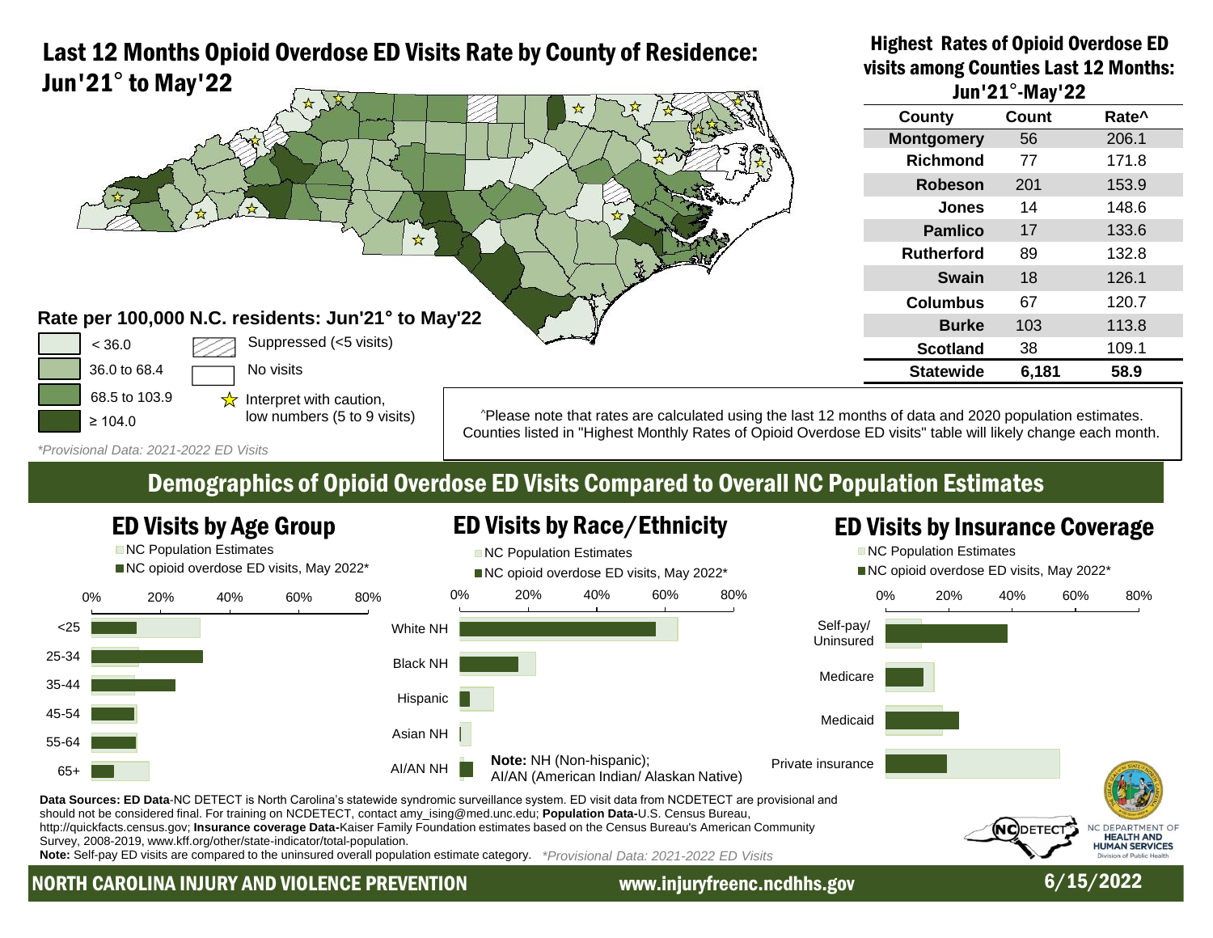# Last 12 Months Opioid Overdose ED Visits Rate by County of Residence: Jun'21° to May'22

**Rate per 100,000 N.C. residents: Jun'21° to May'22**

< 36.0

36.0 to 68.4

68.5 to 103.9

≥ 104.0

Suppressed (<5 visits)

No visits

Interpret with caution, low numbers (5 to 9 visits)

*\*Provisional Data: 2021-2022 ED Visits*

## Highest Rates of Opioid Overdose ED visits among Counties Last 12 Months: Jun'21°-May'22

| County | Count | Rate^ |
|---|---|---|
| Montgomery | 56 | 206.1 |
| Richmond | 77 | 171.8 |
| Robeson | 201 | 153.9 |
| Jones | 14 | 148.6 |
| Pamlico | 17 | 133.6 |
| Rutherford | 89 | 132.8 |
| Swain | 18 | 126.1 |
| Columbus | 67 | 120.7 |
| Burke | 103 | 113.8 |
| Scotland | 38 | 109.1 |
| **Statewide** | **6,181** | **58.9** |

^Please note that rates are calculated using the last 12 months of data and 2020 population estimates. Counties listed in "Highest Monthly Rates of Opioid Overdose ED visits" table will likely change each month.

## Demographics of Opioid Overdose ED Visits Compared to Overall NC Population Estimates

### ED Visits by Age Group

NC Population Estimates

NC opioid overdose ED visits, May 2022*

0% 20% 40% 60% 80%

<25

25-34

35-44

45-54

55-64

65+

### ED Visits by Race/Ethnicity

NC Population Estimates

NC opioid overdose ED visits, May 2022*

0% 20% 40% 60% 80%

White NH

Black NH

Hispanic

Asian NH

AI/AN NH

**Note:** NH (Non-hispanic); AI/AN (American Indian/ Alaskan Native)

### ED Visits by Insurance Coverage

NC Population Estimates

NC opioid overdose ED visits, May 2022*

0% 20% 40% 60% 80%

Self-pay/ Uninsured

Medicare

Medicaid

Private insurance

**Data Sources: ED Data**-NC DETECT is North Carolina's statewide syndromic surveillance system. ED visit data from NCDETECT are provisional and should not be considered final. For training on NCDETECT, contact amy_ising@med.unc.edu; **Population Data-**U.S. Census Bureau, http://quickfacts.census.gov; **Insurance coverage Data-**Kaiser Family Foundation estimates based on the Census Bureau's American Community Survey, 2008-2019, www.kff.org/other/state-indicator/total-population.

**Note:** Self-pay ED visits are compared to the uninsured overall population estimate category. *\*Provisional Data: 2021-2022 ED Visits*

NORTH CAROLINA INJURY AND VIOLENCE PREVENTION www.injuryfreenc.ncdhhs.gov 6/15/2022